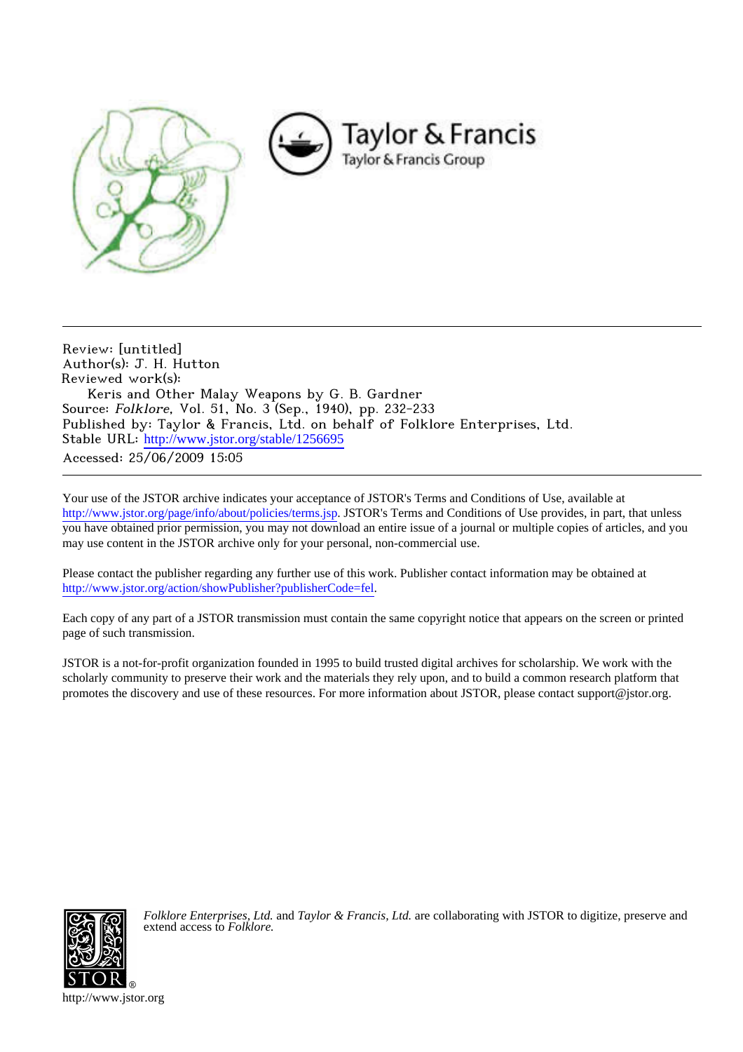Taylor & Francis
Taylor & Francis Group

---

Review: [untitled]
Author(s): J. H. Hutton
Reviewed work(s):
    Keris and Other Malay Weapons by G. B. Gardner
Source: *Folklore*, Vol. 51, No. 3 (Sep., 1940), pp. 232-233
Published by: Taylor & Francis, Ltd. on behalf of Folklore Enterprises, Ltd.
Stable URL: http://www.jstor.org/stable/1256695
Accessed: 25/06/2009 15:05

---

Your use of the JSTOR archive indicates your acceptance of JSTOR's Terms and Conditions of Use, available at http://www.jstor.org/page/info/about/policies/terms.jsp. JSTOR's Terms and Conditions of Use provides, in part, that unless you have obtained prior permission, you may not download an entire issue of a journal or multiple copies of articles, and you may use content in the JSTOR archive only for your personal, non-commercial use.

Please contact the publisher regarding any further use of this work. Publisher contact information may be obtained at http://www.jstor.org/action/showPublisher?publisherCode=fel.

Each copy of any part of a JSTOR transmission must contain the same copyright notice that appears on the screen or printed page of such transmission.

JSTOR is a not-for-profit organization founded in 1995 to build trusted digital archives for scholarship. We work with the scholarly community to preserve their work and the materials they rely upon, and to build a common research platform that promotes the discovery and use of these resources. For more information about JSTOR, please contact support@jstor.org.

*Folklore Enterprises, Ltd.* and *Taylor & Francis, Ltd.* are collaborating with JSTOR to digitize, preserve and extend access to *Folklore.*

http://www.jstor.org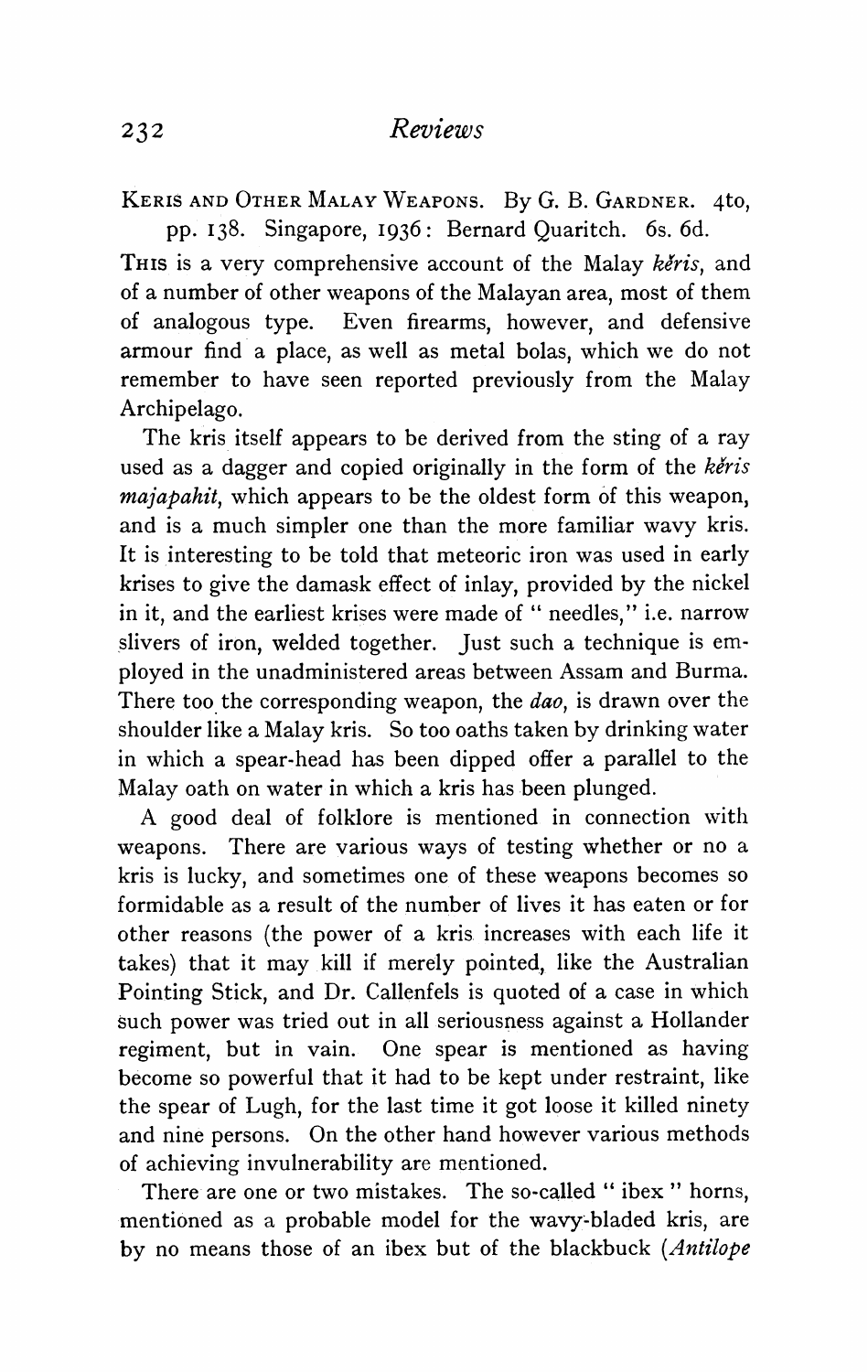KERIS AND OTHER MALAY WEAPONS. By G. B. GARDNER. 4to, pp. 138. Singapore, 1936: Bernard Quaritch. 6s. 6d.

THIS is a very comprehensive account of the Malay *kĕris*, and of a number of other weapons of the Malayan area, most of them of analogous type. Even firearms, however, and defensive armour find a place, as well as metal bolas, which we do not remember to have seen reported previously from the Malay Archipelago.

The kris itself appears to be derived from the sting of a ray used as a dagger and copied originally in the form of the *kĕris majapahit*, which appears to be the oldest form of this weapon, and is a much simpler one than the more familiar wavy kris. It is interesting to be told that meteoric iron was used in early krises to give the damask effect of inlay, provided by the nickel in it, and the earliest krises were made of "needles," i.e. narrow slivers of iron, welded together. Just such a technique is employed in the unadministered areas between Assam and Burma. There too the corresponding weapon, the *dao*, is drawn over the shoulder like a Malay kris. So too oaths taken by drinking water in which a spear-head has been dipped offer a parallel to the Malay oath on water in which a kris has been plunged.

A good deal of folklore is mentioned in connection with weapons. There are various ways of testing whether or no a kris is lucky, and sometimes one of these weapons becomes so formidable as a result of the number of lives it has eaten or for other reasons (the power of a kris increases with each life it takes) that it may kill if merely pointed, like the Australian Pointing Stick, and Dr. Callenfels is quoted of a case in which such power was tried out in all seriousness against a Hollander regiment, but in vain. One spear is mentioned as having become so powerful that it had to be kept under restraint, like the spear of Lugh, for the last time it got loose it killed ninety and nine persons. On the other hand however various methods of achieving invulnerability are mentioned.

There are one or two mistakes. The so-called "ibex" horns, mentioned as a probable model for the wavy-bladed kris, are by no means those of an ibex but of the blackbuck (*Antilope*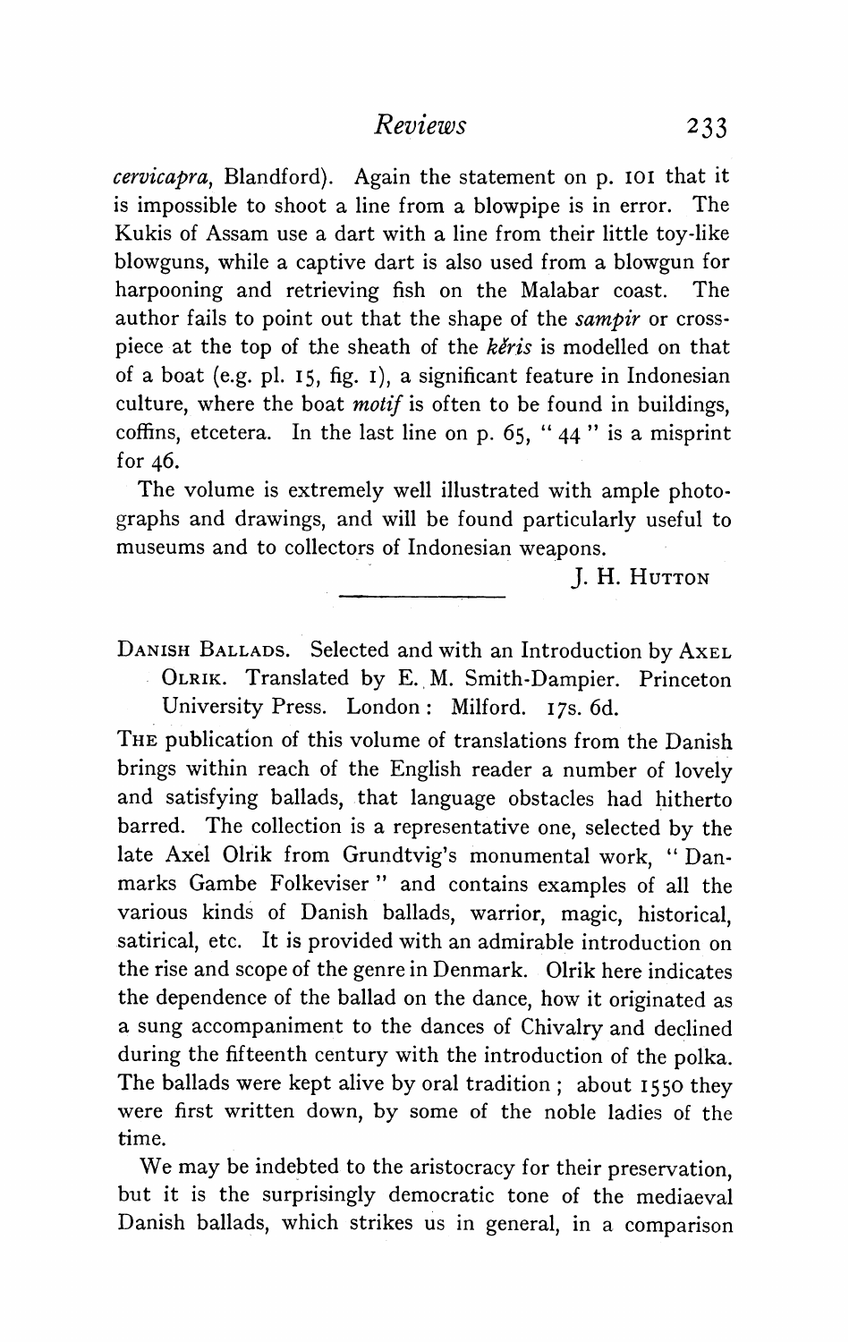*cervicapra*, Blandford). Again the statement on p. 101 that it is impossible to shoot a line from a blowpipe is in error. The Kukis of Assam use a dart with a line from their little toy-like blowguns, while a captive dart is also used from a blowgun for harpooning and retrieving fish on the Malabar coast. The author fails to point out that the shape of the *sampir* or cross-piece at the top of the sheath of the *kĕris* is modelled on that of a boat (e.g. pl. 15, fig. 1), a significant feature in Indonesian culture, where the boat *motif* is often to be found in buildings, coffins, etcetera. In the last line on p. 65, " 44 " is a misprint for 46.

The volume is extremely well illustrated with ample photographs and drawings, and will be found particularly useful to museums and to collectors of Indonesian weapons.

J. H. Hutton

---

Danish Ballads. Selected and with an Introduction by Axel Olrik. Translated by E. M. Smith-Dampier. Princeton University Press. London: Milford. 17s. 6d.

The publication of this volume of translations from the Danish brings within reach of the English reader a number of lovely and satisfying ballads, that language obstacles had hitherto barred. The collection is a representative one, selected by the late Axel Olrik from Grundtvig's monumental work, " Danmarks Gambe Folkeviser " and contains examples of all the various kinds of Danish ballads, warrior, magic, historical, satirical, etc. It is provided with an admirable introduction on the rise and scope of the genre in Denmark. Olrik here indicates the dependence of the ballad on the dance, how it originated as a sung accompaniment to the dances of Chivalry and declined during the fifteenth century with the introduction of the polka. The ballads were kept alive by oral tradition; about 1550 they were first written down, by some of the noble ladies of the time.

We may be indebted to the aristocracy for their preservation, but it is the surprisingly democratic tone of the mediaeval Danish ballads, which strikes us in general, in a comparison